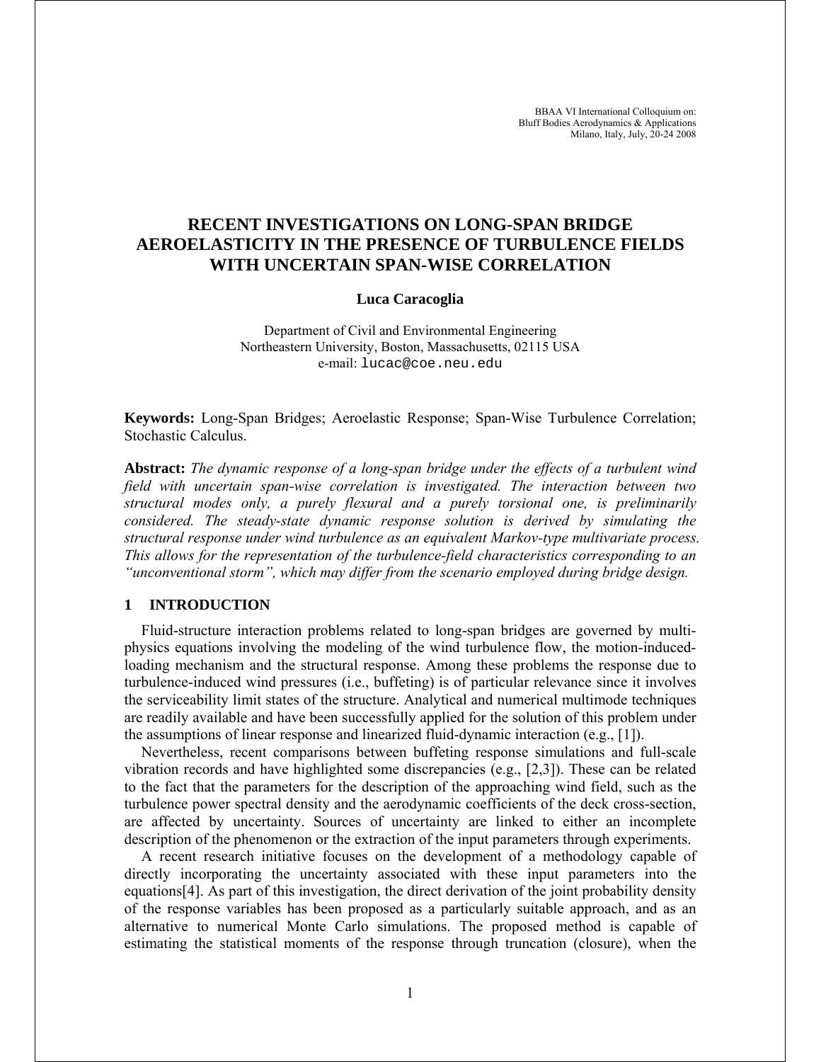# RECENT INVESTIGATIONS ON LONG-SPAN BRIDGE AEROELASTICITY IN THE PRESENCE OF TURBULENCE FIELDS WITH UNCERTAIN SPAN-WISE CORRELATION

**Luca Caracoglia**

Department of Civil and Environmental Engineering
Northeastern University, Boston, Massachusetts, 02115 USA
e-mail: lucac@coe.neu.edu

**Keywords:** Long-Span Bridges; Aeroelastic Response; Span-Wise Turbulence Correlation; Stochastic Calculus.

**Abstract:** *The dynamic response of a long-span bridge under the effects of a turbulent wind field with uncertain span-wise correlation is investigated. The interaction between two structural modes only, a purely flexural and a purely torsional one, is preliminarily considered. The steady-state dynamic response solution is derived by simulating the structural response under wind turbulence as an equivalent Markov-type multivariate process. This allows for the representation of the turbulence-field characteristics corresponding to an "unconventional storm", which may differ from the scenario employed during bridge design.*

## 1 INTRODUCTION

Fluid-structure interaction problems related to long-span bridges are governed by multi-physics equations involving the modeling of the wind turbulence flow, the motion-induced-loading mechanism and the structural response. Among these problems the response due to turbulence-induced wind pressures (i.e., buffeting) is of particular relevance since it involves the serviceability limit states of the structure. Analytical and numerical multimode techniques are readily available and have been successfully applied for the solution of this problem under the assumptions of linear response and linearized fluid-dynamic interaction (e.g., [1]).

Nevertheless, recent comparisons between buffeting response simulations and full-scale vibration records and have highlighted some discrepancies (e.g., [2,3]). These can be related to the fact that the parameters for the description of the approaching wind field, such as the turbulence power spectral density and the aerodynamic coefficients of the deck cross-section, are affected by uncertainty. Sources of uncertainty are linked to either an incomplete description of the phenomenon or the extraction of the input parameters through experiments.

A recent research initiative focuses on the development of a methodology capable of directly incorporating the uncertainty associated with these input parameters into the equations[4]. As part of this investigation, the direct derivation of the joint probability density of the response variables has been proposed as a particularly suitable approach, and as an alternative to numerical Monte Carlo simulations. The proposed method is capable of estimating the statistical moments of the response through truncation (closure), when the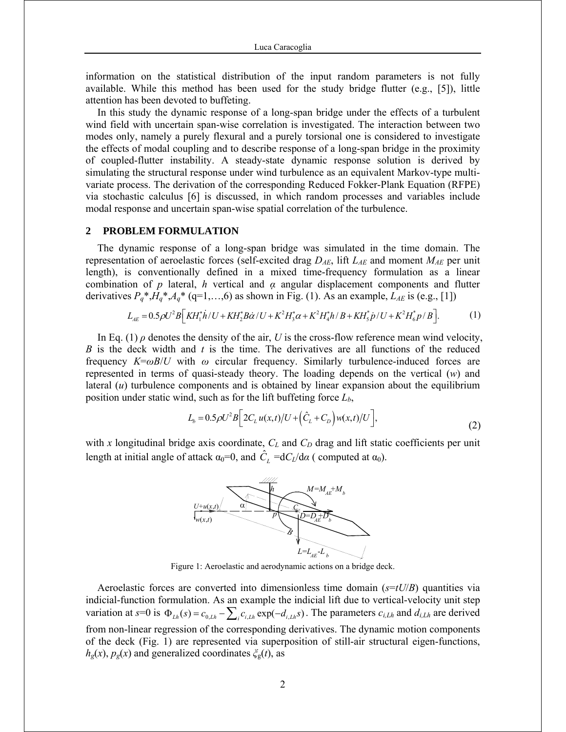information on the statistical distribution of the input random parameters is not fully available. While this method has been used for the study bridge flutter (e.g., [5]), little attention has been devoted to buffeting.

In this study the dynamic response of a long-span bridge under the effects of a turbulent wind field with uncertain span-wise correlation is investigated. The interaction between two modes only, namely a purely flexural and a purely torsional one is considered to investigate the effects of modal coupling and to describe response of a long-span bridge in the proximity of coupled-flutter instability. A steady-state dynamic response solution is derived by simulating the structural response under wind turbulence as an equivalent Markov-type multi-variate process. The derivation of the corresponding Reduced Fokker-Plank Equation (RFPE) via stochastic calculus [6] is discussed, in which random processes and variables include modal response and uncertain span-wise spatial correlation of the turbulence.

## 2 PROBLEM FORMULATION

The dynamic response of a long-span bridge was simulated in the time domain. The representation of aeroelastic forces (self-excited drag $D_{AE}$, lift $L_{AE}$ and moment $M_{AE}$ per unit length), is conventionally defined in a mixed time-frequency formulation as a linear combination of $p$ lateral, $h$ vertical and $\alpha$ angular displacement components and flutter derivatives $P_q^*$,$H_q^*$,$A_q^*$ (q=1,…,6) as shown in Fig. (1). As an example, $L_{AE}$ is (e.g., [1])

$$L_{AE} = 0.5\rho U^2 B\left[KH_1^*\dot{h}/U + KH_2^*B\dot{\alpha}/U + K^2H_3^*\alpha + K^2H_4^*h/B + KH_5^*\dot{p}/U + K^2H_6^*p/B\right]. \tag{1}$$

In Eq. (1) $\rho$ denotes the density of the air, $U$ is the cross-flow reference mean wind velocity, $B$ is the deck width and $t$ is the time. The derivatives are all functions of the reduced frequency $K=\omega B/U$ with $\omega$ circular frequency. Similarly turbulence-induced forces are represented in terms of quasi-steady theory. The loading depends on the vertical ($w$) and lateral ($u$) turbulence components and is obtained by linear expansion about the equilibrium position under static wind, such as for the lift buffeting force $L_b$,

$$L_b = 0.5\rho U^2 B\left[2C_L\, u(x,t)/U + \left(\hat{C}_L + C_D\right)w(x,t)/U\right], \tag{2}$$

with $x$ longitudinal bridge axis coordinate, $C_L$ and $C_D$ drag and lift static coefficients per unit length at initial angle of attack $\alpha_0$=0, and $\hat{C}_L$ =d$C_L$/d$\alpha$ ( computed at $\alpha_0$).

Figure 1: Aeroelastic and aerodynamic actions on a bridge deck.

Aeroelastic forces are converted into dimensionless time domain ($s=tU/B$) quantities via indicial-function formulation. As an example the indicial lift due to vertical-velocity unit step variation at $s$=0 is $\Phi_{Lh}(s) = c_{0,Lh} - \sum_i c_{i,Lh}\exp(-d_{i,Lh}s)$. The parameters $c_{i,Lh}$ and $d_{i,Lh}$ are derived from non-linear regression of the corresponding derivatives. The dynamic motion components of the deck (Fig. 1) are represented via superposition of still-air structural eigen-functions, $h_g(x)$, $p_g(x)$ and generalized coordinates $\xi_g(t)$, as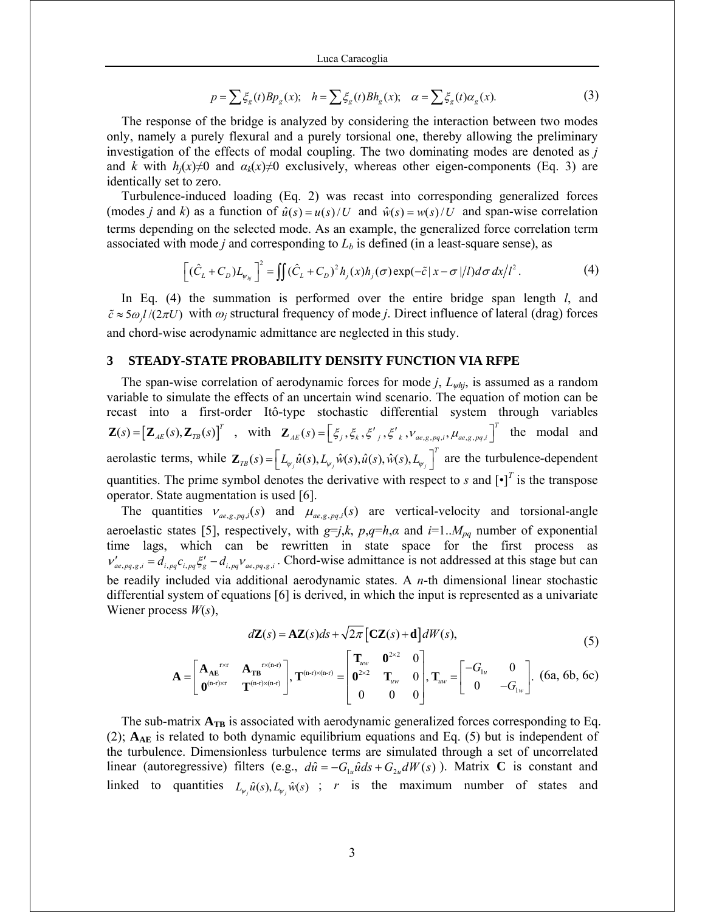$$p = \sum \xi_g(t) B p_g(x); \quad h = \sum \xi_g(t) B h_g(x); \quad \alpha = \sum \xi_g(t) \alpha_g(x). \tag{3}$$

The response of the bridge is analyzed by considering the interaction between two modes only, namely a purely flexural and a purely torsional one, thereby allowing the preliminary investigation of the effects of modal coupling. The two dominating modes are denoted as $j$ and $k$ with $h_j(x)\neq 0$ and $\alpha_k(x)\neq 0$ exclusively, whereas other eigen-components (Eq. 3) are identically set to zero.

Turbulence-induced loading (Eq. 2) was recast into corresponding generalized forces (modes $j$ and $k$) as a function of $\hat{u}(s) = u(s)/U$ and $\hat{w}(s) = w(s)/U$ and span-wise correlation terms depending on the selected mode. As an example, the generalized force correlation term associated with mode $j$ and corresponding to $L_b$ is defined (in a least-square sense), as

$$\left[ (\hat{C}_L + C_D) L_{\psi_{hj}} \right]^2 = \iint (\hat{C}_L + C_D)^2 h_j(x) h_j(\sigma) \exp(-\tilde{c}\,|x - \sigma|/l) d\sigma\, dx / l^2 . \tag{4}$$

In Eq. (4) the summation is performed over the entire bridge span length $l$, and $\tilde{c} \approx 5\omega_j l/(2\pi U)$ with $\omega_j$ structural frequency of mode $j$. Direct influence of lateral (drag) forces and chord-wise aerodynamic admittance are neglected in this study.

## 3 STEADY-STATE PROBABILITY DENSITY FUNCTION VIA RFPE

The span-wise correlation of aerodynamic forces for mode $j$, $L_{\psi hj}$, is assumed as a random variable to simulate the effects of an uncertain wind scenario. The equation of motion can be recast into a first-order Itô-type stochastic differential system through variables $\mathbf{Z}(s) = \left[ \mathbf{Z}_{AE}(s), \mathbf{Z}_{TB}(s) \right]^T$, with $\mathbf{Z}_{AE}(s) = \left[ \xi_j, \xi_k, \xi'_j, \xi'_k, \nu_{ae,g,pq,i}, \mu_{ae,g,pq,i} \right]^T$ the modal and aerolastic terms, while $\mathbf{Z}_{TB}(s) = \left[ L_{\psi_j} \hat{u}(s), L_{\psi_j} \hat{w}(s), \hat{u}(s), \hat{w}(s), L_{\psi_j} \right]^T$ are the turbulence-dependent quantities. The prime symbol denotes the derivative with respect to $s$ and $[\bullet]^T$ is the transpose operator. State augmentation is used [6].

The quantities $\nu_{ae,g,pq,i}(s)$ and $\mu_{ae,g,pq,i}(s)$ are vertical-velocity and torsional-angle aeroelastic states [5], respectively, with $g$=$j$,$k$, $p$,$q$=$h$,$\alpha$ and $i$=1..$M_{pq}$ number of exponential time lags, which can be rewritten in state space for the first process as $\nu'_{ae,pq,g,i} = d_{i,pq} c_{i,pq} \xi'_g - d_{i,pq} \nu_{ae,pq,g,i}$. Chord-wise admittance is not addressed at this stage but can be readily included via additional aerodynamic states. A $n$-th dimensional linear stochastic differential system of equations [6] is derived, in which the input is represented as a univariate Wiener process $W(s)$,

$$d\mathbf{Z}(s) = \mathbf{A}\mathbf{Z}(s)ds + \sqrt{2\pi}\left[ \mathbf{C}\mathbf{Z}(s) + \mathbf{d} \right] dW(s), \tag{5}$$

$$\mathbf{A} = \begin{bmatrix} \mathbf{A}_{\mathbf{AE}}^{\,r\times r} & \mathbf{A}_{\mathbf{TB}}^{\,r\times(n-r)} \\ \mathbf{0}^{(n-r)\times r} & \mathbf{T}^{(n-r)\times(n-r)} \end{bmatrix}, \mathbf{T}^{(n-r)\times(n-r)} = \begin{bmatrix} \mathbf{T}_{uw} & \mathbf{0}^{2\times 2} & 0 \\ \mathbf{0}^{2\times 2} & \mathbf{T}_{uw} & 0 \\ 0 & 0 & 0 \end{bmatrix}, \mathbf{T}_{uw} = \begin{bmatrix} -G_{1u} & 0 \\ 0 & -G_{1w} \end{bmatrix}. \tag{6a, 6b, 6c}$$

The sub-matrix $\mathbf{A_{TB}}$ is associated with aerodynamic generalized forces corresponding to Eq. (2); $\mathbf{A_{AE}}$ is related to both dynamic equilibrium equations and Eq. (5) but is independent of the turbulence. Dimensionless turbulence terms are simulated through a set of uncorrelated linear (autoregressive) filters (e.g., $d\hat{u} = -G_{1u}\hat{u}ds + G_{2u}dW(s)$ ). Matrix $\mathbf{C}$ is constant and linked to quantities $L_{\psi_j}\hat{u}(s), L_{\psi_j}\hat{w}(s)$ ; $r$ is the maximum number of states and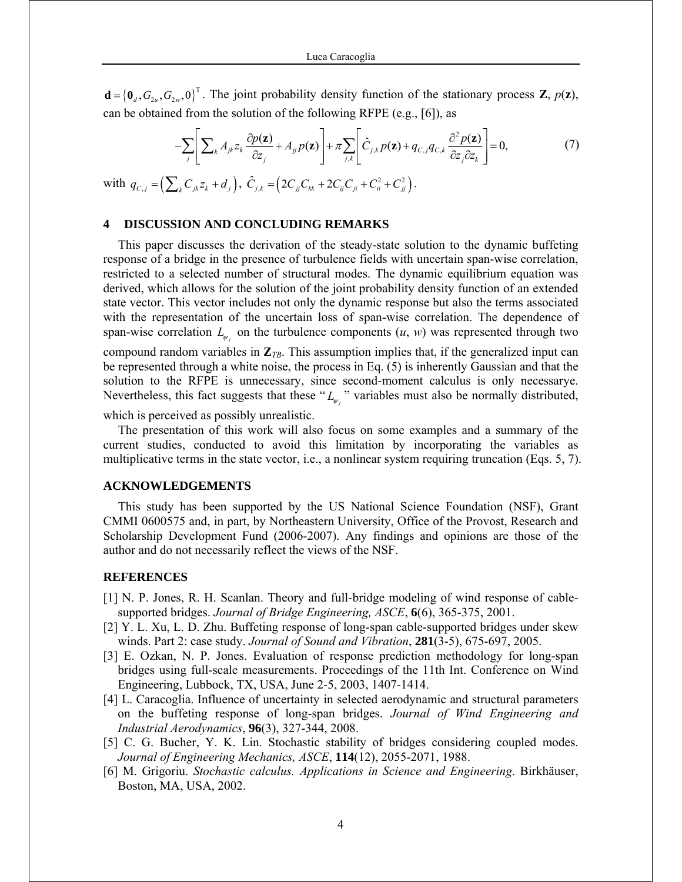$\mathbf{d} = \{\mathbf{0}_d, G_{2u}, G_{2w}, 0\}^{\mathrm{T}}$. The joint probability density function of the stationary process **Z**, $p(\mathbf{z})$, can be obtained from the solution of the following RFPE (e.g., [6]), as

$$-\sum_j \left[ \sum_k A_{jk} z_k \frac{\partial p(\mathbf{z})}{\partial z_j} + A_{jj} p(\mathbf{z}) \right] + \pi \sum_{j,k} \left[ \hat{C}_{j,k} p(\mathbf{z}) + q_{C,j} q_{C,k} \frac{\partial^2 p(\mathbf{z})}{\partial z_j \partial z_k} \right] = 0, \tag{7}$$

with $q_{C,j} = \left( \sum_k C_{jk} z_k + d_j \right)$, $\hat{C}_{j,k} = \left( 2C_{jj} C_{kk} + 2C_{ij} C_{ji} + C_{ii}^2 + C_{jj}^2 \right)$.

## 4 DISCUSSION AND CONCLUDING REMARKS

This paper discusses the derivation of the steady-state solution to the dynamic buffeting response of a bridge in the presence of turbulence fields with uncertain span-wise correlation, restricted to a selected number of structural modes. The dynamic equilibrium equation was derived, which allows for the solution of the joint probability density function of an extended state vector. This vector includes not only the dynamic response but also the terms associated with the representation of the uncertain loss of span-wise correlation. The dependence of span-wise correlation $L_{\psi_j}$ on the turbulence components ($u$, $w$) was represented through two compound random variables in $\mathbf{Z}_{TB}$. This assumption implies that, if the generalized input can be represented through a white noise, the process in Eq. (5) is inherently Gaussian and that the solution to the RFPE is unnecessary, since second-moment calculus is only necessarye. Nevertheless, this fact suggests that these "$L_{\psi_j}$" variables must also be normally distributed, which is perceived as possibly unrealistic.

The presentation of this work will also focus on some examples and a summary of the current studies, conducted to avoid this limitation by incorporating the variables as multiplicative terms in the state vector, i.e., a nonlinear system requiring truncation (Eqs. 5, 7).

## ACKNOWLEDGEMENTS

This study has been supported by the US National Science Foundation (NSF), Grant CMMI 0600575 and, in part, by Northeastern University, Office of the Provost, Research and Scholarship Development Fund (2006-2007). Any findings and opinions are those of the author and do not necessarily reflect the views of the NSF.

## REFERENCES

[1] N. P. Jones, R. H. Scanlan. Theory and full-bridge modeling of wind response of cable-supported bridges. *Journal of Bridge Engineering, ASCE*, **6**(6), 365-375, 2001.

[2] Y. L. Xu, L. D. Zhu. Buffeting response of long-span cable-supported bridges under skew winds. Part 2: case study. *Journal of Sound and Vibration*, **281**(3-5), 675-697, 2005.

[3] E. Ozkan, N. P. Jones. Evaluation of response prediction methodology for long-span bridges using full-scale measurements. Proceedings of the 11th Int. Conference on Wind Engineering, Lubbock, TX, USA, June 2-5, 2003, 1407-1414.

[4] L. Caracoglia. Influence of uncertainty in selected aerodynamic and structural parameters on the buffeting response of long-span bridges. *Journal of Wind Engineering and Industrial Aerodynamics*, **96**(3), 327-344, 2008.

[5] C. G. Bucher, Y. K. Lin. Stochastic stability of bridges considering coupled modes. *Journal of Engineering Mechanics, ASCE*, **114**(12), 2055-2071, 1988.

[6] M. Grigoriu. *Stochastic calculus. Applications in Science and Engineering*. Birkhäuser, Boston, MA, USA, 2002.